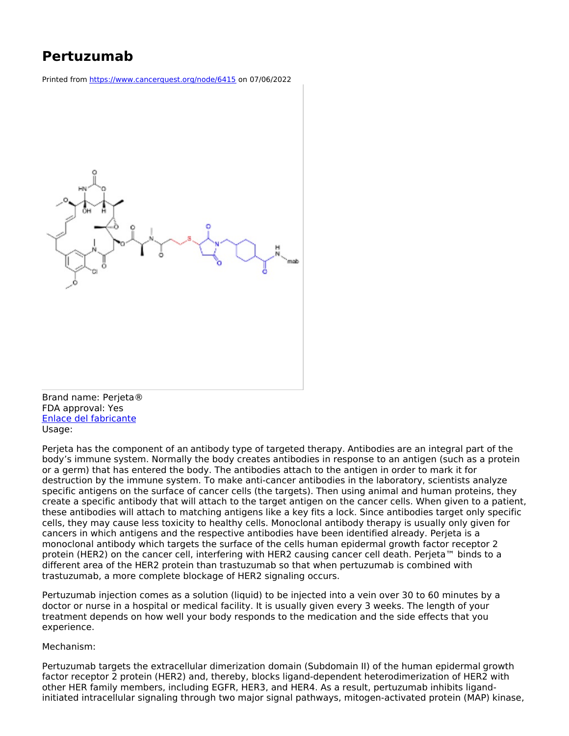# Pertuzumab

Printed from https://www.cancerquest.org/node/6415 on 07/06/2022

Brand name: Perjeta®
FDA approval: Yes
[Enlace del fabricante](#)
Usage:

Perjeta has the component of an antibody type of targeted therapy. Antibodies are an integral part of the body's immune system. Normally the body creates antibodies in response to an antigen (such as a protein or a germ) that has entered the body. The antibodies attach to the antigen in order to mark it for destruction by the immune system. To make anti-cancer antibodies in the laboratory, scientists analyze specific antigens on the surface of cancer cells (the targets). Then using animal and human proteins, they create a specific antibody that will attach to the target antigen on the cancer cells. When given to a patient, these antibodies will attach to matching antigens like a key fits a lock. Since antibodies target only specific cells, they may cause less toxicity to healthy cells. Monoclonal antibody therapy is usually only given for cancers in which antigens and the respective antibodies have been identified already. Perjeta is a monoclonal antibody which targets the surface of the cells human epidermal growth factor receptor 2 protein (HER2) on the cancer cell, interfering with HER2 causing cancer cell death. Perjeta™ binds to a different area of the HER2 protein than trastuzumab so that when pertuzumab is combined with trastuzumab, a more complete blockage of HER2 signaling occurs.

Pertuzumab injection comes as a solution (liquid) to be injected into a vein over 30 to 60 minutes by a doctor or nurse in a hospital or medical facility. It is usually given every 3 weeks. The length of your treatment depends on how well your body responds to the medication and the side effects that you experience.

Mechanism:

Pertuzumab targets the extracellular dimerization domain (Subdomain II) of the human epidermal growth factor receptor 2 protein (HER2) and, thereby, blocks ligand-dependent heterodimerization of HER2 with other HER family members, including EGFR, HER3, and HER4. As a result, pertuzumab inhibits ligand-initiated intracellular signaling through two major signal pathways, mitogen-activated protein (MAP) kinase,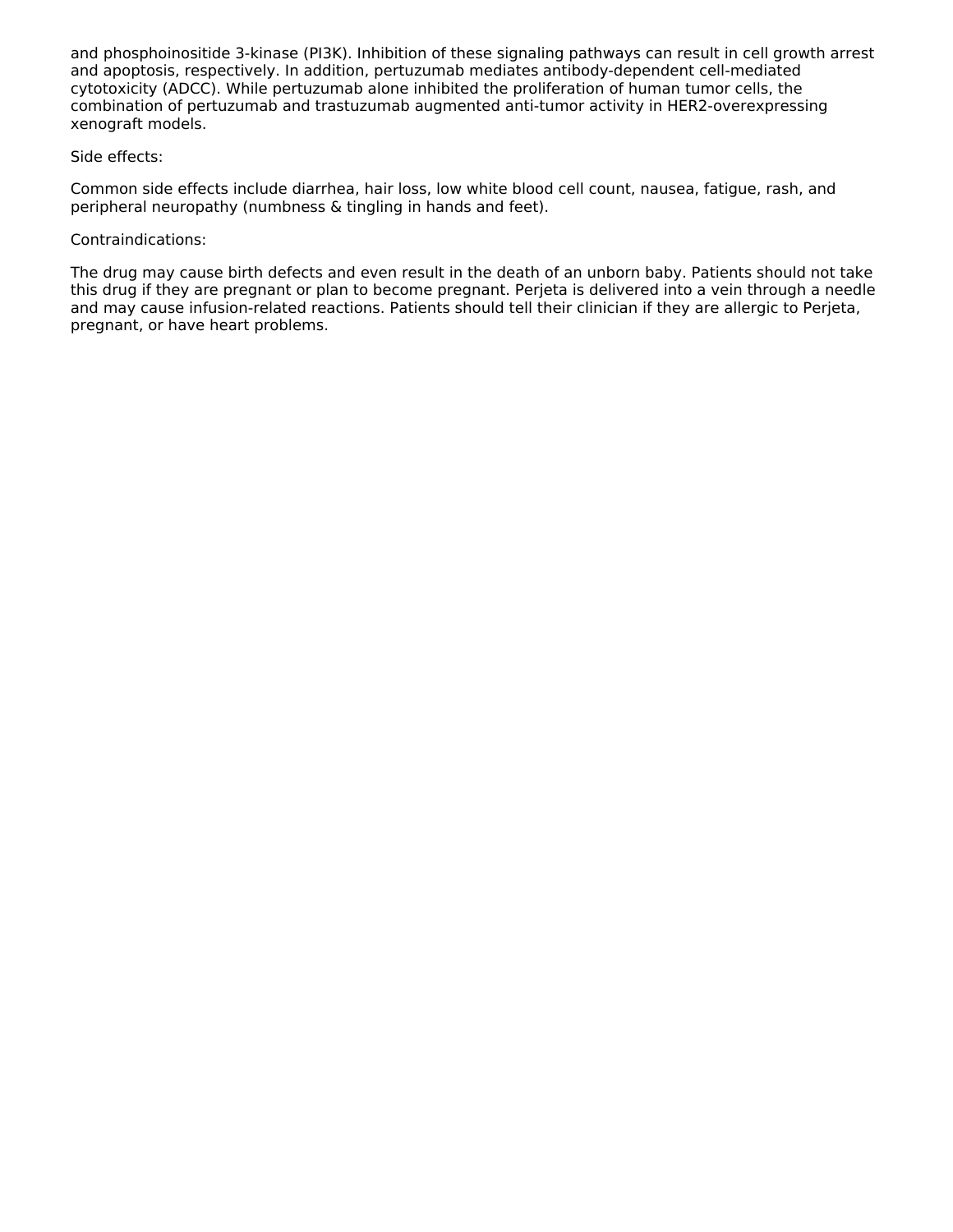and phosphoinositide 3-kinase (PI3K). Inhibition of these signaling pathways can result in cell growth arrest and apoptosis, respectively. In addition, pertuzumab mediates antibody-dependent cell-mediated cytotoxicity (ADCC). While pertuzumab alone inhibited the proliferation of human tumor cells, the combination of pertuzumab and trastuzumab augmented anti-tumor activity in HER2-overexpressing xenograft models.

Side effects:

Common side effects include diarrhea, hair loss, low white blood cell count, nausea, fatigue, rash, and peripheral neuropathy (numbness & tingling in hands and feet).

Contraindications:

The drug may cause birth defects and even result in the death of an unborn baby. Patients should not take this drug if they are pregnant or plan to become pregnant. Perjeta is delivered into a vein through a needle and may cause infusion-related reactions. Patients should tell their clinician if they are allergic to Perjeta, pregnant, or have heart problems.